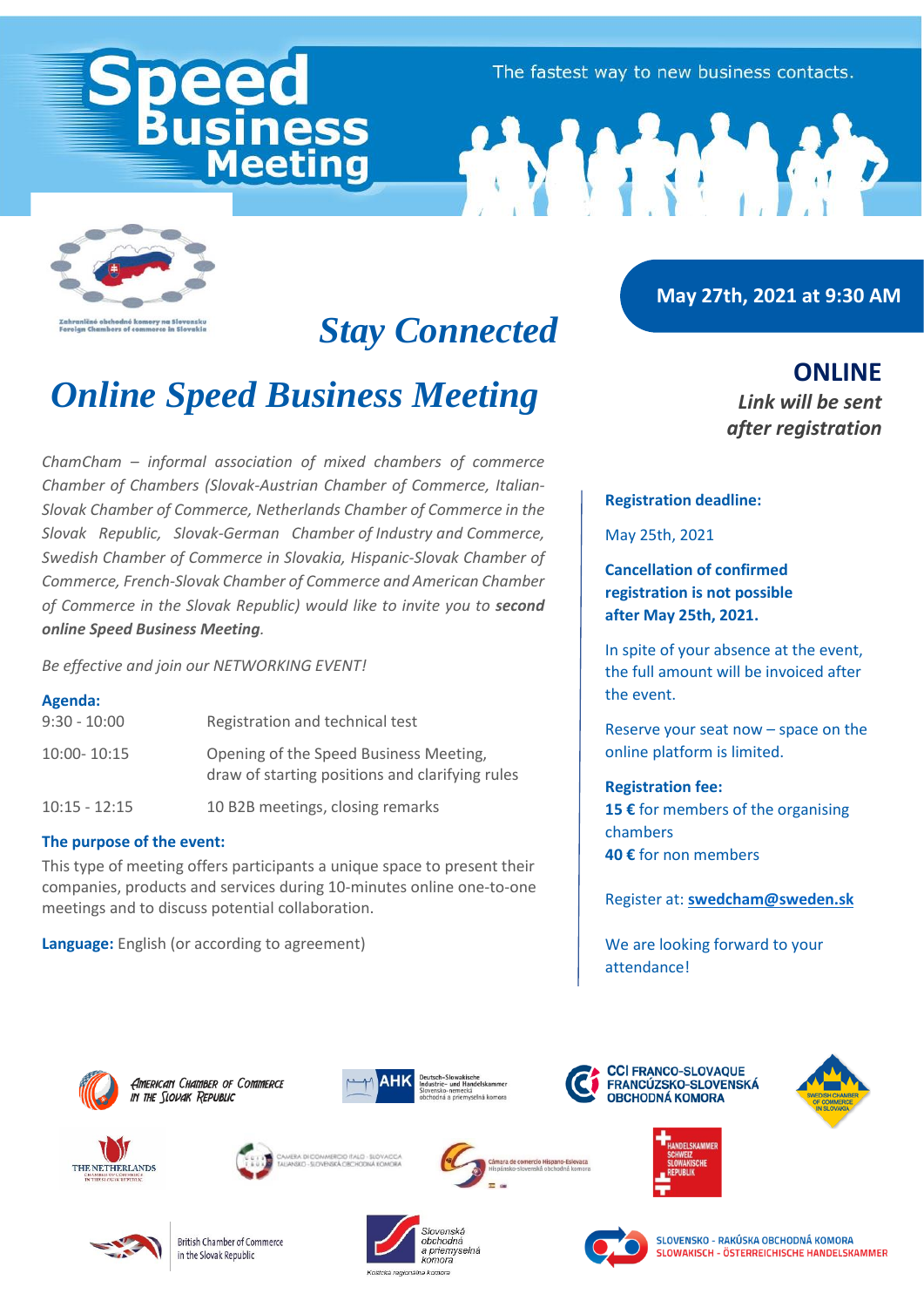# Speed Business Meeting

The fastest way to new business contacts.

Zahraničné obchodné komory na Slovensku
Foreign Chambers of commerce in Slovakia

## *Stay Connected*

# *Online Speed Business Meeting*

**May 27th, 2021 at 9:30 AM**

**ONLINE**
***Link will be sent after registration***

*ChamCham – informal association of mixed chambers of commerce Chamber of Chambers (Slovak-Austrian Chamber of Commerce, Italian-Slovak Chamber of Commerce, Netherlands Chamber of Commerce in the Slovak Republic, Slovak-German Chamber of Industry and Commerce, Swedish Chamber of Commerce in Slovakia, Hispanic-Slovak Chamber of Commerce, French-Slovak Chamber of Commerce and American Chamber of Commerce in the Slovak Republic) would like to invite you to **second online Speed Business Meeting**.*

*Be effective and join our NETWORKING EVENT!*

**Agenda:**

| | |
|---|---|
| 9:30 - 10:00 | Registration and technical test |
| 10:00- 10:15 | Opening of the Speed Business Meeting, draw of starting positions and clarifying rules |
| 10:15 - 12:15 | 10 B2B meetings, closing remarks |

**The purpose of the event:**
This type of meeting offers participants a unique space to present their companies, products and services during 10-minutes online one-to-one meetings and to discuss potential collaboration.

**Language:** English (or according to agreement)

**Registration deadline:**

May 25th, 2021

**Cancellation of confirmed registration is not possible after May 25th, 2021.**

In spite of your absence at the event, the full amount will be invoiced after the event.

Reserve your seat now – space on the online platform is limited.

**Registration fee:**
**15 €** for members of the organising chambers
**40 €** for non members

Register at: **swedcham@sweden.sk**

We are looking forward to your attendance!

American Chamber of Commerce in the Slovak Republic

AHK Deutsch-Slowakische Industrie- und Handelskammer / Slovensko-nemecká obchodná a priemyselná komora

CCI Franco-Slovaque / Francúzsko-Slovenská obchodná komora

Swedish Chamber of Commerce in Slovakia

The Netherlands Chamber of Commerce in the Slovak Republic

Camera di Commercio Italo - Slovacca / Taliansko - Slovenská obchodná komora

Cámara de comercio Hispano-Eslovaca / Hispánsko-slovenská obchodná komora

Handelskammer Schweiz Slowakische Republik

British Chamber of Commerce in the Slovak Republic

Slovenská obchodná a priemyselná komora – Košická regionálna komora

Slovensko - Rakúska obchodná komora / Slowakisch - Österreichische Handelskammer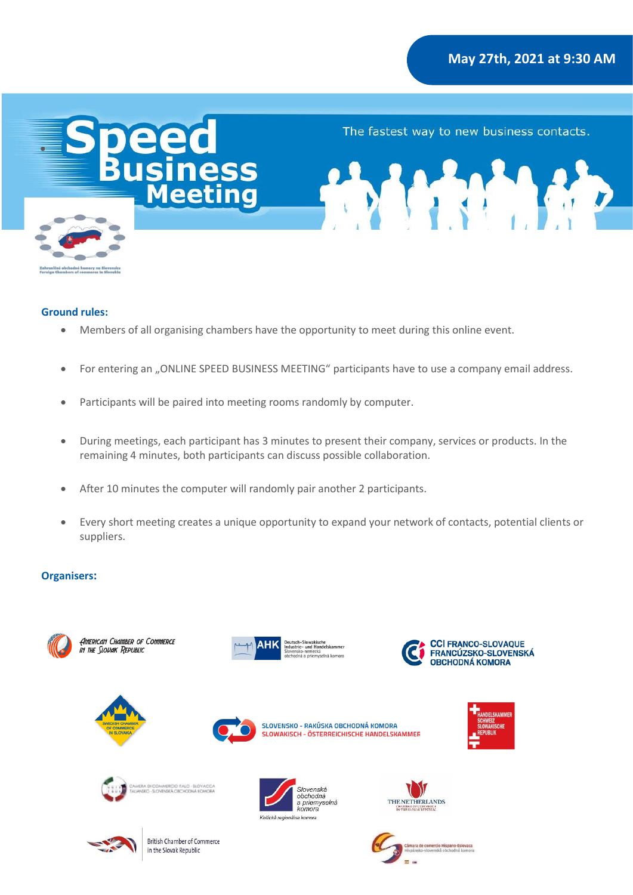May 27th, 2021 at 9:30 AM

# Speed Business Meeting

The fastest way to new business contacts.

Zahraničné obchodné komory na Slovensku
Foreign Chambers of commerce in Slovakia

### Ground rules:

- Members of all organising chambers have the opportunity to meet during this online event.
- For entering an „ONLINE SPEED BUSINESS MEETING" participants have to use a company email address.
- Participants will be paired into meeting rooms randomly by computer.
- During meetings, each participant has 3 minutes to present their company, services or products. In the remaining 4 minutes, both participants can discuss possible collaboration.
- After 10 minutes the computer will randomly pair another 2 participants.
- Every short meeting creates a unique opportunity to expand your network of contacts, potential clients or suppliers.

### Organisers:

American Chamber of Commerce in the Slovak Republic

AHK Deutsch-Slowakische Industrie- und Handelskammer Slovensko-nemecká obchodná a priemyselná komora

CCI FRANCO-SLOVAQUE FRANCÚZSKO-SLOVENSKÁ OBCHODNÁ KOMORA

Swedish Chamber of Commerce in Slovakia

SLOVENSKO - RAKÚSKA OBCHODNÁ KOMORA SLOWAKISCH - ÖSTERREICHISCHE HANDELSKAMMER

HANDELSKAMMER SCHWEIZ SLOWAKISCHE REPUBLIK

CAMERA DI COMMERCIO ITALO - SLOVACCA TALIANSKO - SLOVENSKÁ OBCHODNÁ KOMORA

Slovenská obchodná a priemyselná komora Košická regionálna komora

THE NETHERLANDS CHAMBER OF COMMERCE IN THE SLOVAK REPUBLIC

British Chamber of Commerce in the Slovak Republic

Cámara de comercio Hispano-Eslovaca Hispánsko-slovenská obchodná komora